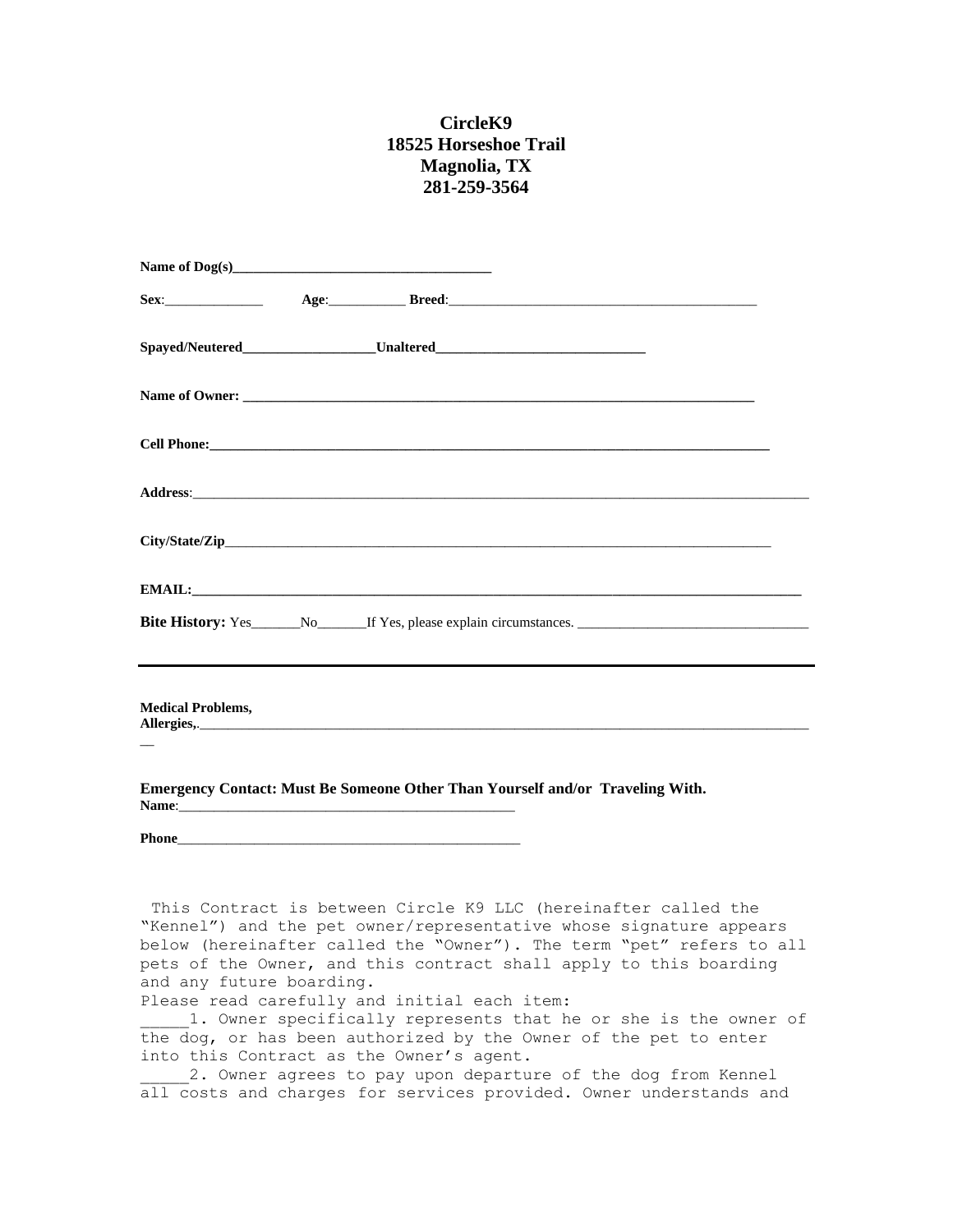**CircleK9**
**18525 Horseshoe Trail**
**Magnolia, TX**
**281-259-3564**

**Name of Dog(s)**_____________________________________

**Sex**:______________ **Age**:___________ **Breed**:____________________________________________

**Spayed/Neutered**___________________**Unaltered**______________________________

**Name of Owner:** ___________________________________________________________________________

**Cell Phone:**_______________________________________________________________________________

**Address**:_____________________________________________________________________________________

**City/State/Zip**_______________________________________________________________________________

**EMAIL:**____________________________________________________________________________________

**Bite History:** Yes_______No_______If Yes, please explain circumstances. ________________________________

---

**Medical Problems,**
**Allergies,.**___________________________________________________________________________________
__

**Emergency Contact: Must Be Someone Other Than Yourself and/or Traveling With.**
**Name**:_________________________________________________

**Phone**__________________________________________________

This Contract is between Circle K9 LLC (hereinafter called the "Kennel") and the pet owner/representative whose signature appears below (hereinafter called the "Owner"). The term "pet" refers to all pets of the Owner, and this contract shall apply to this boarding and any future boarding.

Please read carefully and initial each item:

_____1. Owner specifically represents that he or she is the owner of the dog, or has been authorized by the Owner of the pet to enter into this Contract as the Owner's agent.

_____2. Owner agrees to pay upon departure of the dog from Kennel all costs and charges for services provided. Owner understands and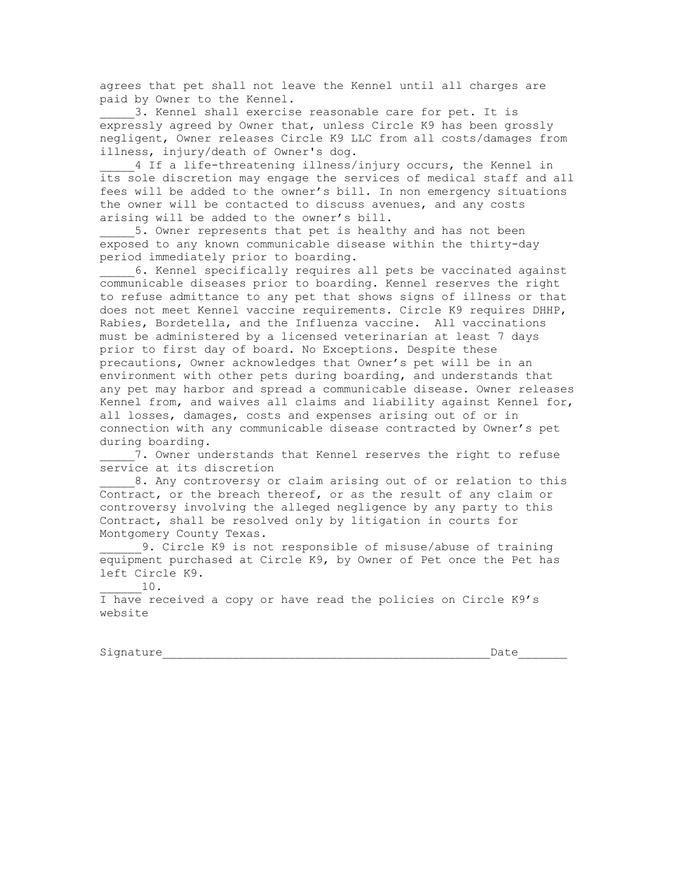agrees that pet shall not leave the Kennel until all charges are paid by Owner to the Kennel.

_____3. Kennel shall exercise reasonable care for pet. It is expressly agreed by Owner that, unless Circle K9 has been grossly negligent, Owner releases Circle K9 LLC from all costs/damages from illness, injury/death of Owner's dog.

_____4 If a life-threatening illness/injury occurs, the Kennel in its sole discretion may engage the services of medical staff and all fees will be added to the owner's bill. In non emergency situations the owner will be contacted to discuss avenues, and any costs arising will be added to the owner's bill.

_____5. Owner represents that pet is healthy and has not been exposed to any known communicable disease within the thirty-day period immediately prior to boarding.

_____6. Kennel specifically requires all pets be vaccinated against communicable diseases prior to boarding. Kennel reserves the right to refuse admittance to any pet that shows signs of illness or that does not meet Kennel vaccine requirements. Circle K9 requires DHHP, Rabies, Bordetella, and the Influenza vaccine. All vaccinations must be administered by a licensed veterinarian at least 7 days prior to first day of board. No Exceptions. Despite these precautions, Owner acknowledges that Owner's pet will be in an environment with other pets during boarding, and understands that any pet may harbor and spread a communicable disease. Owner releases Kennel from, and waives all claims and liability against Kennel for, all losses, damages, costs and expenses arising out of or in connection with any communicable disease contracted by Owner's pet during boarding.

_____7. Owner understands that Kennel reserves the right to refuse service at its discretion

_____8. Any controversy or claim arising out of or relation to this Contract, or the breach thereof, or as the result of any claim or controversy involving the alleged negligence by any party to this Contract, shall be resolved only by litigation in courts for Montgomery County Texas.

______9. Circle K9 is not responsible of misuse/abuse of training equipment purchased at Circle K9, by Owner of Pet once the Pet has left Circle K9.

______10.
I have received a copy or have read the policies on Circle K9's website

Signature_______________________________________________Date_______